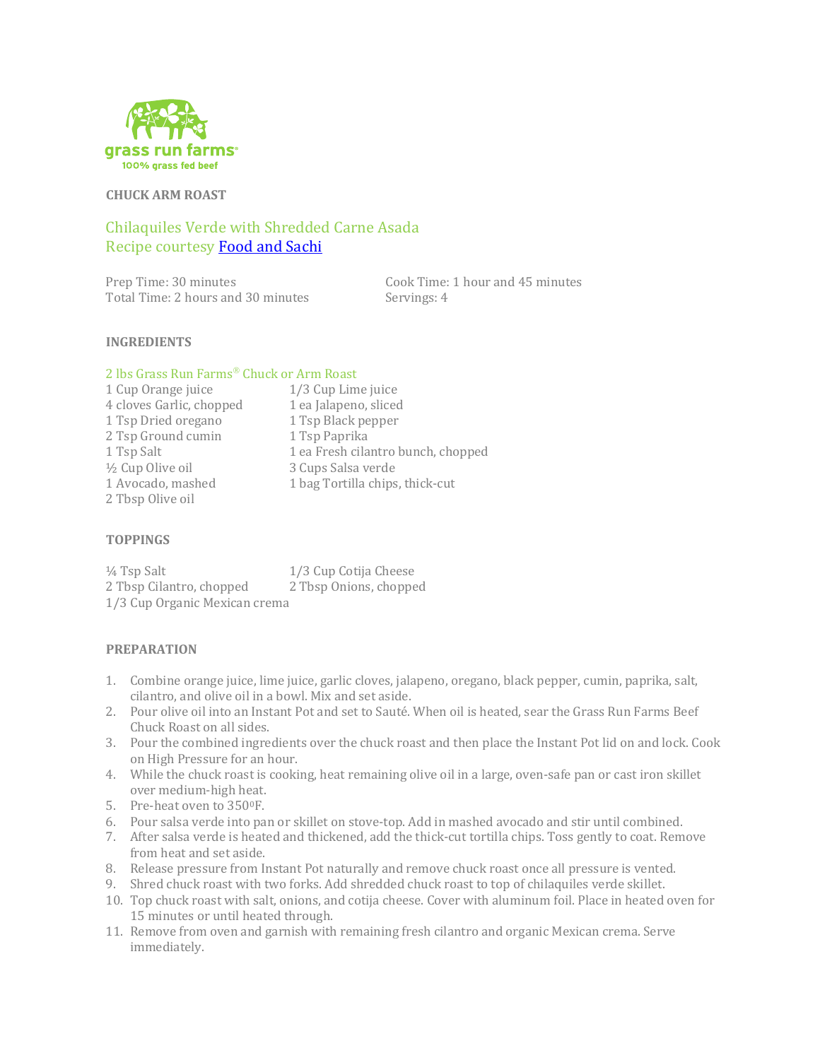grass run farms®
100% grass fed beef

**CHUCK ARM ROAST**

## Chilaquiles Verde with Shredded Carne Asada
Recipe courtesy [Food and Sachi]

Prep Time: 30 minutes
Cook Time: 1 hour and 45 minutes
Total Time: 2 hours and 30 minutes
Servings: 4

### INGREDIENTS

2 lbs Grass Run Farms® Chuck or Arm Roast

| | |
|---|---|
| 1 Cup Orange juice | 1/3 Cup Lime juice |
| 4 cloves Garlic, chopped | 1 ea Jalapeno, sliced |
| 1 Tsp Dried oregano | 1 Tsp Black pepper |
| 2 Tsp Ground cumin | 1 Tsp Paprika |
| 1 Tsp Salt | 1 ea Fresh cilantro bunch, chopped |
| ½ Cup Olive oil | 3 Cups Salsa verde |
| 1 Avocado, mashed | 1 bag Tortilla chips, thick-cut |
| 2 Tbsp Olive oil | |

### TOPPINGS

| | |
|---|---|
| ¼ Tsp Salt | 1/3 Cup Cotija Cheese |
| 2 Tbsp Cilantro, chopped | 2 Tbsp Onions, chopped |
| 1/3 Cup Organic Mexican crema | |

### PREPARATION

1. Combine orange juice, lime juice, garlic cloves, jalapeno, oregano, black pepper, cumin, paprika, salt, cilantro, and olive oil in a bowl. Mix and set aside.
2. Pour olive oil into an Instant Pot and set to Sauté. When oil is heated, sear the Grass Run Farms Beef Chuck Roast on all sides.
3. Pour the combined ingredients over the chuck roast and then place the Instant Pot lid on and lock. Cook on High Pressure for an hour.
4. While the chuck roast is cooking, heat remaining olive oil in a large, oven-safe pan or cast iron skillet over medium-high heat.
5. Pre-heat oven to 350°F.
6. Pour salsa verde into pan or skillet on stove-top. Add in mashed avocado and stir until combined.
7. After salsa verde is heated and thickened, add the thick-cut tortilla chips. Toss gently to coat. Remove from heat and set aside.
8. Release pressure from Instant Pot naturally and remove chuck roast once all pressure is vented.
9. Shred chuck roast with two forks. Add shredded chuck roast to top of chilaquiles verde skillet.
10. Top chuck roast with salt, onions, and cotija cheese. Cover with aluminum foil. Place in heated oven for 15 minutes or until heated through.
11. Remove from oven and garnish with remaining fresh cilantro and organic Mexican crema. Serve immediately.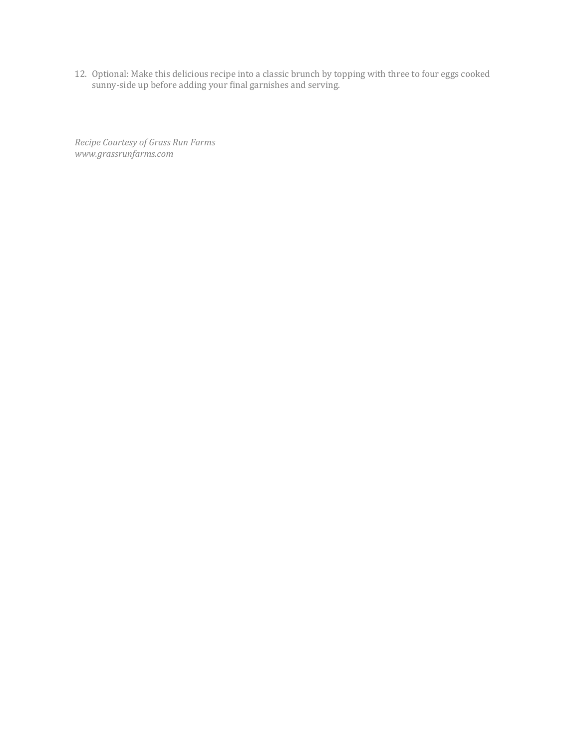12. Optional: Make this delicious recipe into a classic brunch by topping with three to four eggs cooked sunny-side up before adding your final garnishes and serving.

*Recipe Courtesy of Grass Run Farms*
*www.grassrunfarms.com*